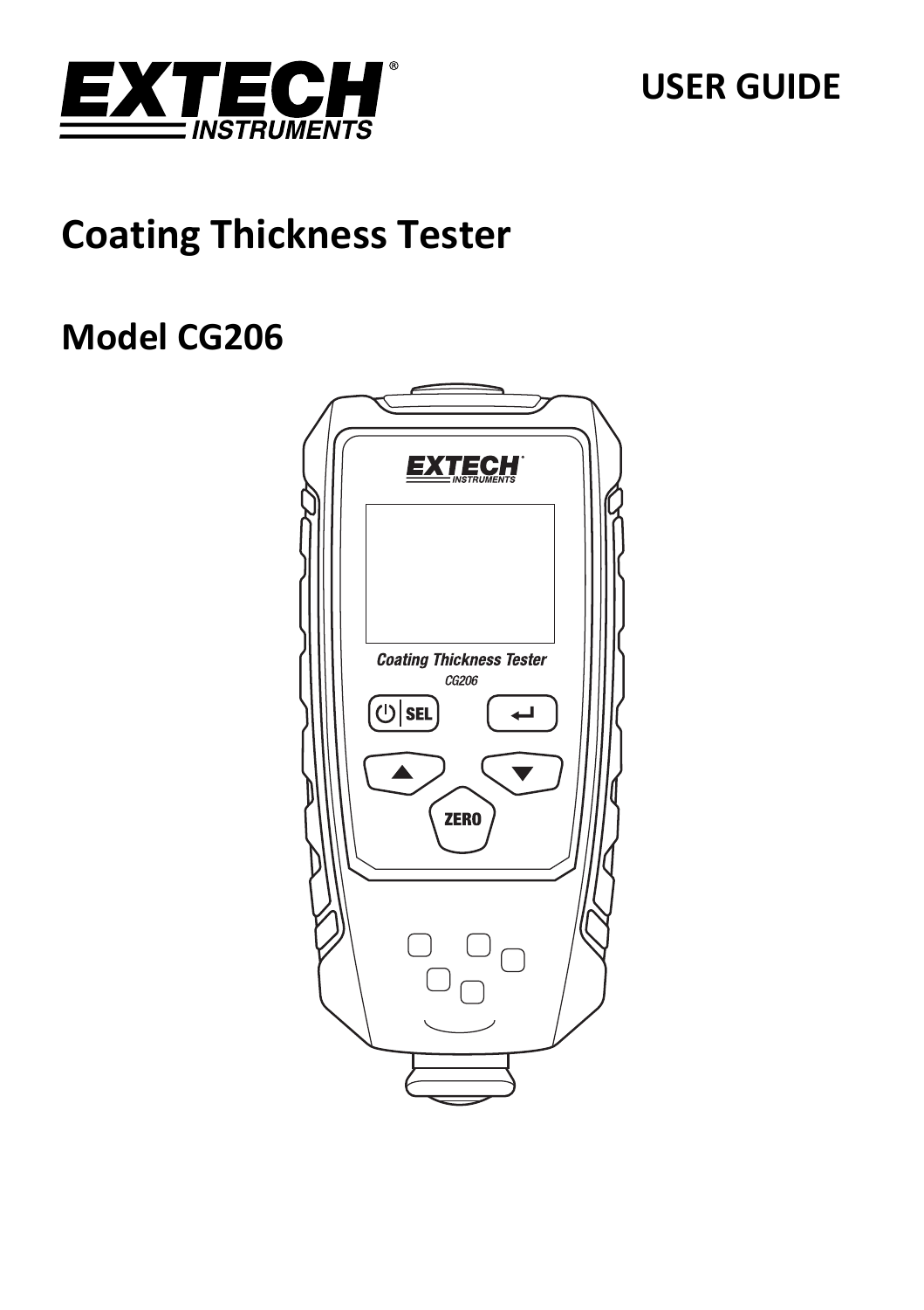# USER GUIDE

# Coating Thickness Tester

## Model CG206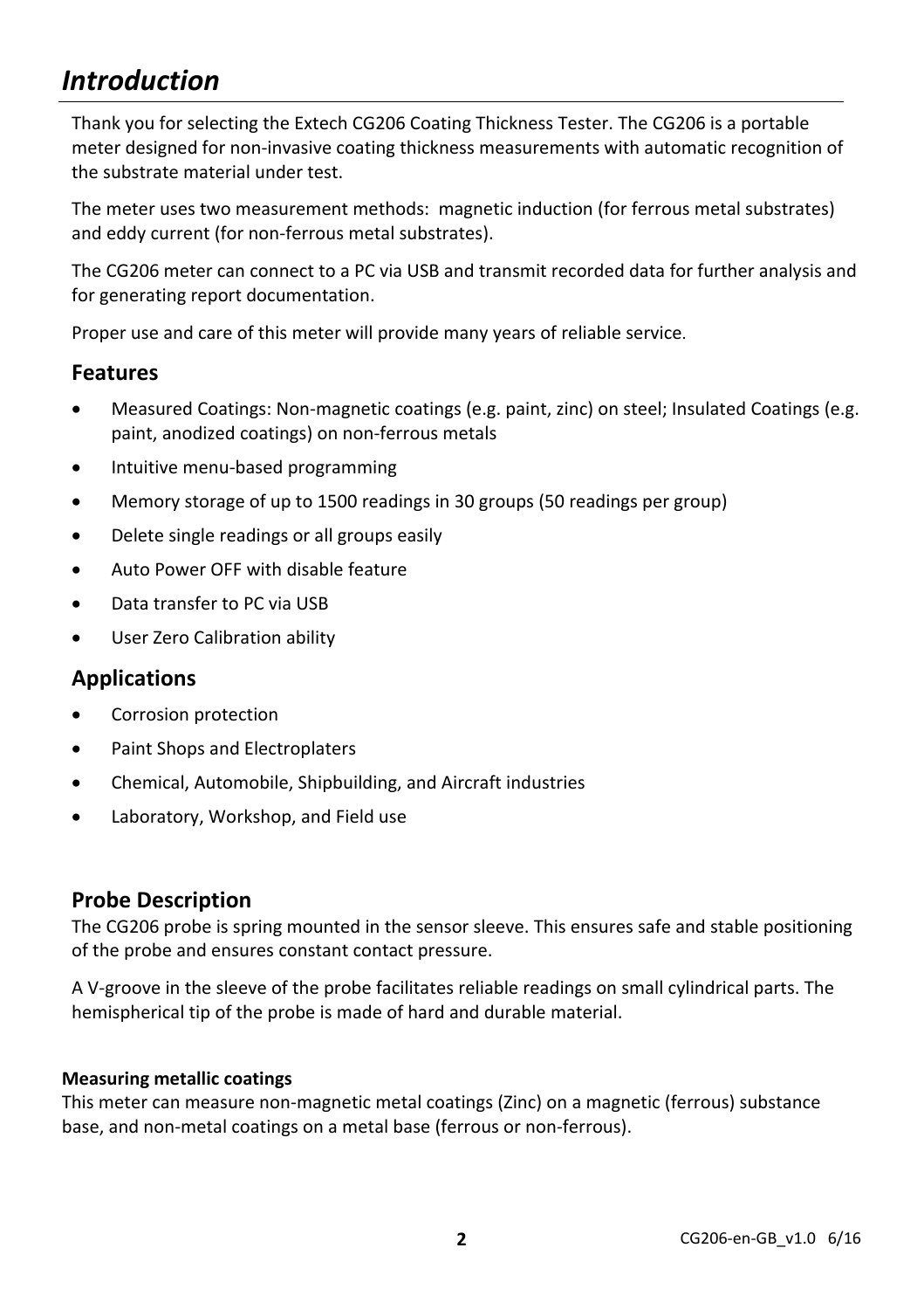# *Introduction*

Thank you for selecting the Extech CG206 Coating Thickness Tester. The CG206 is a portable meter designed for non-invasive coating thickness measurements with automatic recognition of the substrate material under test.

The meter uses two measurement methods: magnetic induction (for ferrous metal substrates) and eddy current (for non-ferrous metal substrates).

The CG206 meter can connect to a PC via USB and transmit recorded data for further analysis and for generating report documentation.

Proper use and care of this meter will provide many years of reliable service.

## Features

- Measured Coatings: Non-magnetic coatings (e.g. paint, zinc) on steel; Insulated Coatings (e.g. paint, anodized coatings) on non-ferrous metals
- Intuitive menu-based programming
- Memory storage of up to 1500 readings in 30 groups (50 readings per group)
- Delete single readings or all groups easily
- Auto Power OFF with disable feature
- Data transfer to PC via USB
- User Zero Calibration ability

## Applications

- Corrosion protection
- Paint Shops and Electroplaters
- Chemical, Automobile, Shipbuilding, and Aircraft industries
- Laboratory, Workshop, and Field use

## Probe Description

The CG206 probe is spring mounted in the sensor sleeve. This ensures safe and stable positioning of the probe and ensures constant contact pressure.

A V-groove in the sleeve of the probe facilitates reliable readings on small cylindrical parts. The hemispherical tip of the probe is made of hard and durable material.

**Measuring metallic coatings**

This meter can measure non-magnetic metal coatings (Zinc) on a magnetic (ferrous) substance base, and non-metal coatings on a metal base (ferrous or non-ferrous).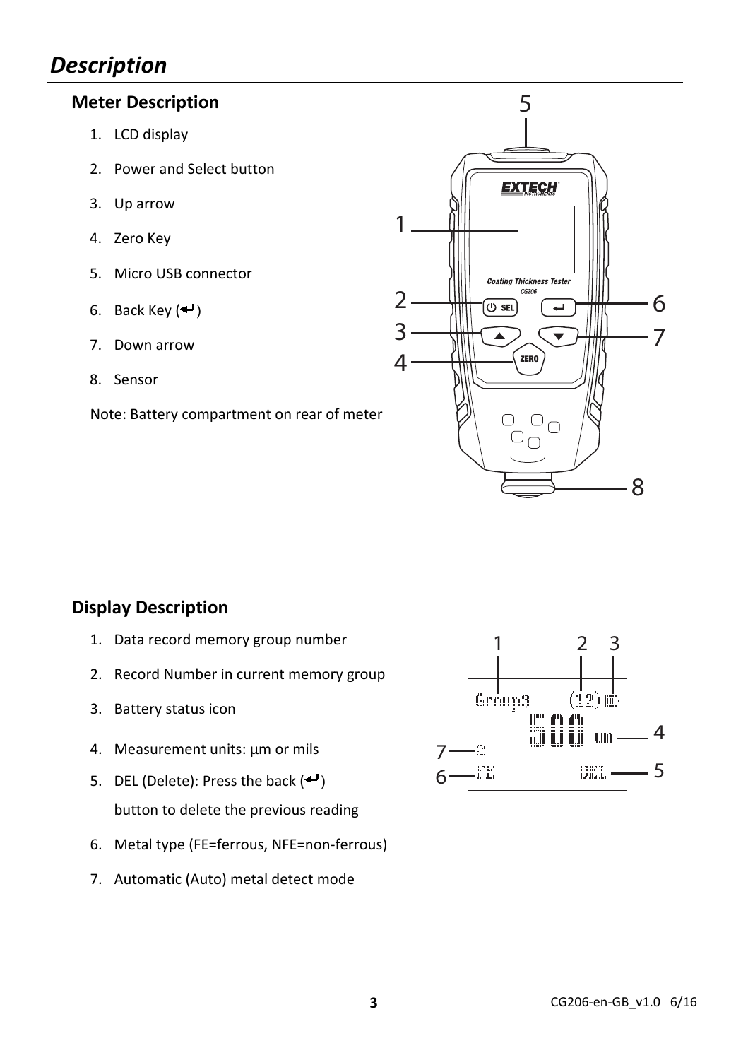# Description

## Meter Description

1. LCD display
2. Power and Select button
3. Up arrow
4. Zero Key
5. Micro USB connector
6. Back Key (↵)
7. Down arrow
8. Sensor

Note: Battery compartment on rear of meter

## Display Description

1. Data record memory group number
2. Record Number in current memory group
3. Battery status icon
4. Measurement units: µm or mils
5. DEL (Delete): Press the back (↵) button to delete the previous reading
6. Metal type (FE=ferrous, NFE=non-ferrous)
7. Automatic (Auto) metal detect mode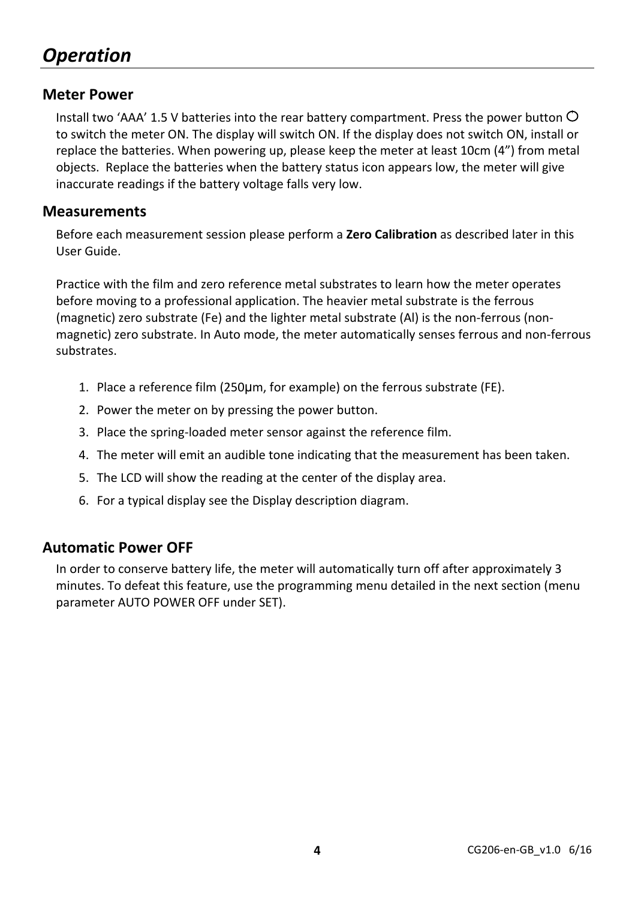# *Operation*

## Meter Power

Install two ‘AAA’ 1.5 V batteries into the rear battery compartment. Press the power button ○ to switch the meter ON. The display will switch ON. If the display does not switch ON, install or replace the batteries. When powering up, please keep the meter at least 10cm (4”) from metal objects. Replace the batteries when the battery status icon appears low, the meter will give inaccurate readings if the battery voltage falls very low.

## Measurements

Before each measurement session please perform a **Zero Calibration** as described later in this User Guide.

Practice with the film and zero reference metal substrates to learn how the meter operates before moving to a professional application. The heavier metal substrate is the ferrous (magnetic) zero substrate (Fe) and the lighter metal substrate (Al) is the non-ferrous (non-magnetic) zero substrate. In Auto mode, the meter automatically senses ferrous and non-ferrous substrates.

1. Place a reference film (250μm, for example) on the ferrous substrate (FE).
2. Power the meter on by pressing the power button.
3. Place the spring-loaded meter sensor against the reference film.
4. The meter will emit an audible tone indicating that the measurement has been taken.
5. The LCD will show the reading at the center of the display area.
6. For a typical display see the Display description diagram.

## Automatic Power OFF

In order to conserve battery life, the meter will automatically turn off after approximately 3 minutes. To defeat this feature, use the programming menu detailed in the next section (menu parameter AUTO POWER OFF under SET).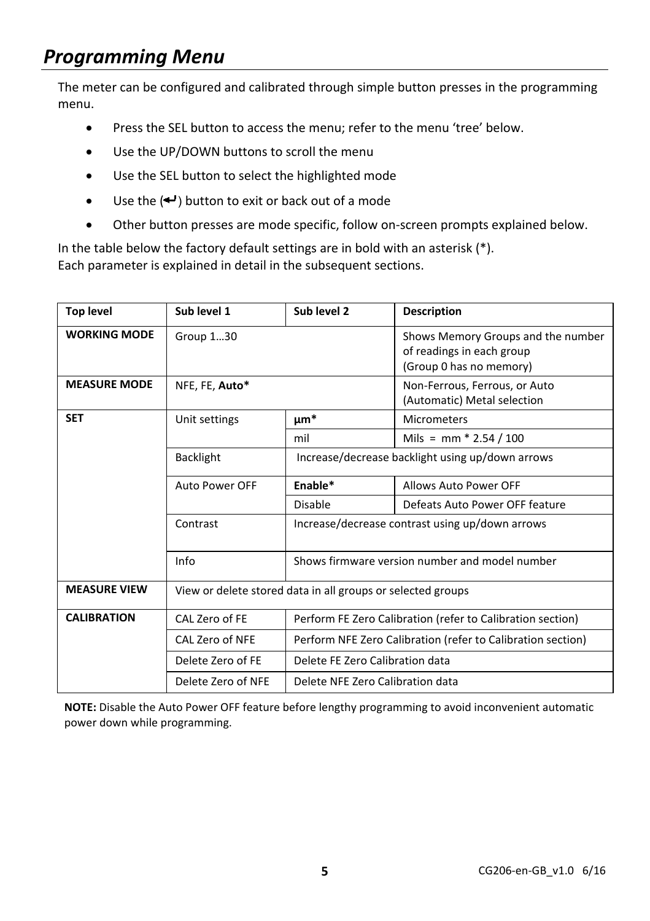# *Programming Menu*

The meter can be configured and calibrated through simple button presses in the programming menu.

- Press the SEL button to access the menu; refer to the menu 'tree' below.
- Use the UP/DOWN buttons to scroll the menu
- Use the SEL button to select the highlighted mode
- Use the (↵) button to exit or back out of a mode
- Other button presses are mode specific, follow on-screen prompts explained below.

In the table below the factory default settings are in bold with an asterisk (*).
Each parameter is explained in detail in the subsequent sections.

| Top level | Sub level 1 | Sub level 2 | Description |
|---|---|---|---|
| **WORKING MODE** | Group 1…30 | | Shows Memory Groups and the number of readings in each group (Group 0 has no memory) |
| **MEASURE MODE** | NFE, FE, **Auto*** | | Non-Ferrous, Ferrous, or Auto (Automatic) Metal selection |
| **SET** | Unit settings | **µm*** | Micrometers |
| | | mil | Mils = mm * 2.54 / 100 |
| | Backlight | Increase/decrease backlight using up/down arrows | |
| | Auto Power OFF | **Enable*** | Allows Auto Power OFF |
| | | Disable | Defeats Auto Power OFF feature |
| | Contrast | Increase/decrease contrast using up/down arrows | |
| | Info | Shows firmware version number and model number | |
| **MEASURE VIEW** | View or delete stored data in all groups or selected groups | | |
| **CALIBRATION** | CAL Zero of FE | Perform FE Zero Calibration (refer to Calibration section) | |
| | CAL Zero of NFE | Perform NFE Zero Calibration (refer to Calibration section) | |
| | Delete Zero of FE | Delete FE Zero Calibration data | |
| | Delete Zero of NFE | Delete NFE Zero Calibration data | |

**NOTE:** Disable the Auto Power OFF feature before lengthy programming to avoid inconvenient automatic power down while programming.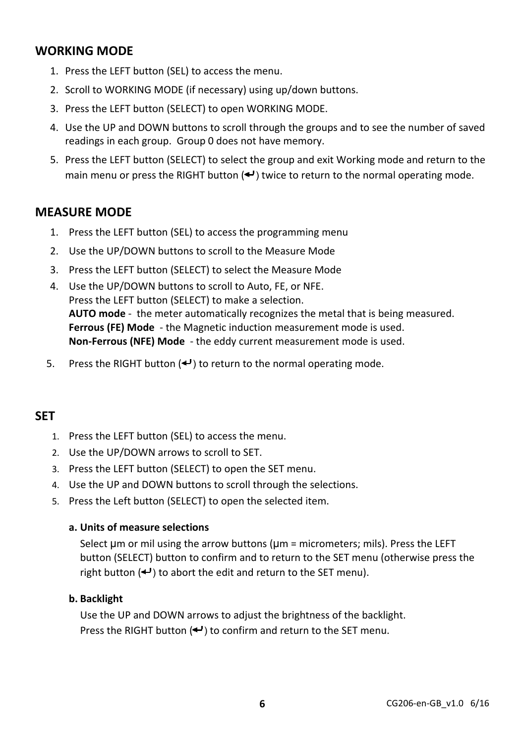## WORKING MODE

1. Press the LEFT button (SEL) to access the menu.
2. Scroll to WORKING MODE (if necessary) using up/down buttons.
3. Press the LEFT button (SELECT) to open WORKING MODE.
4. Use the UP and DOWN buttons to scroll through the groups and to see the number of saved readings in each group. Group 0 does not have memory.
5. Press the LEFT button (SELECT) to select the group and exit Working mode and return to the main menu or press the RIGHT button (↵) twice to return to the normal operating mode.

## MEASURE MODE

1. Press the LEFT button (SEL) to access the programming menu
2. Use the UP/DOWN buttons to scroll to the Measure Mode
3. Press the LEFT button (SELECT) to select the Measure Mode
4. Use the UP/DOWN buttons to scroll to Auto, FE, or NFE.
   Press the LEFT button (SELECT) to make a selection.
   **AUTO mode** - the meter automatically recognizes the metal that is being measured.
   **Ferrous (FE) Mode** - the Magnetic induction measurement mode is used.
   **Non-Ferrous (NFE) Mode** - the eddy current measurement mode is used.
5. Press the RIGHT button (↵) to return to the normal operating mode.

## SET

1. Press the LEFT button (SEL) to access the menu.
2. Use the UP/DOWN arrows to scroll to SET.
3. Press the LEFT button (SELECT) to open the SET menu.
4. Use the UP and DOWN buttons to scroll through the selections.
5. Press the Left button (SELECT) to open the selected item.

**a. Units of measure selections**

Select µm or mil using the arrow buttons (µm = micrometers; mils). Press the LEFT button (SELECT) button to confirm and to return to the SET menu (otherwise press the right button (↵) to abort the edit and return to the SET menu).

**b. Backlight**

Use the UP and DOWN arrows to adjust the brightness of the backlight.
Press the RIGHT button (↵) to confirm and return to the SET menu.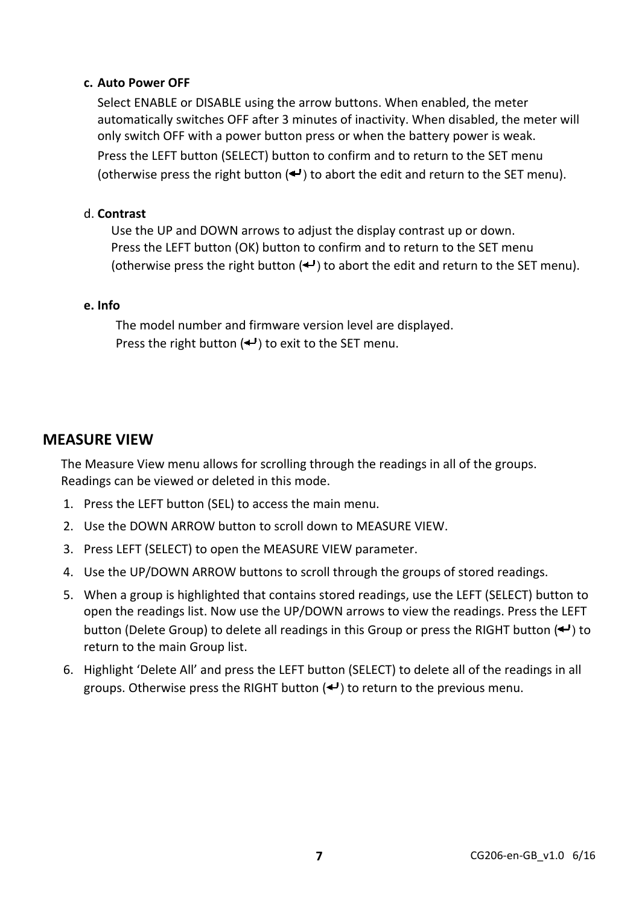**c. Auto Power OFF**

Select ENABLE or DISABLE using the arrow buttons. When enabled, the meter automatically switches OFF after 3 minutes of inactivity. When disabled, the meter will only switch OFF with a power button press or when the battery power is weak.

Press the LEFT button (SELECT) button to confirm and to return to the SET menu (otherwise press the right button (↵) to abort the edit and return to the SET menu).

d. **Contrast**

Use the UP and DOWN arrows to adjust the display contrast up or down.
Press the LEFT button (OK) button to confirm and to return to the SET menu (otherwise press the right button (↵) to abort the edit and return to the SET menu).

**e. Info**

The model number and firmware version level are displayed.
Press the right button (↵) to exit to the SET menu.

## MEASURE VIEW

The Measure View menu allows for scrolling through the readings in all of the groups. Readings can be viewed or deleted in this mode.

1. Press the LEFT button (SEL) to access the main menu.
2. Use the DOWN ARROW button to scroll down to MEASURE VIEW.
3. Press LEFT (SELECT) to open the MEASURE VIEW parameter.
4. Use the UP/DOWN ARROW buttons to scroll through the groups of stored readings.
5. When a group is highlighted that contains stored readings, use the LEFT (SELECT) button to open the readings list. Now use the UP/DOWN arrows to view the readings. Press the LEFT button (Delete Group) to delete all readings in this Group or press the RIGHT button (↵) to return to the main Group list.
6. Highlight 'Delete All' and press the LEFT button (SELECT) to delete all of the readings in all groups. Otherwise press the RIGHT button (↵) to return to the previous menu.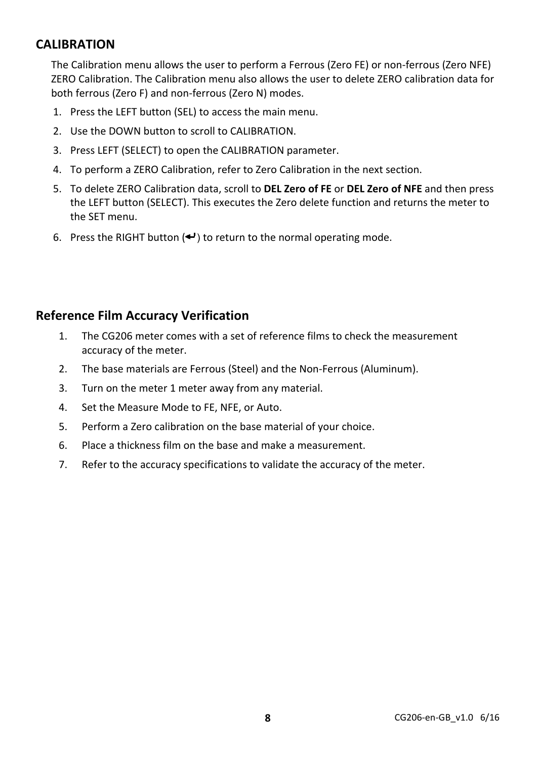## CALIBRATION

The Calibration menu allows the user to perform a Ferrous (Zero FE) or non-ferrous (Zero NFE) ZERO Calibration. The Calibration menu also allows the user to delete ZERO calibration data for both ferrous (Zero F) and non-ferrous (Zero N) modes.

1. Press the LEFT button (SEL) to access the main menu.
2. Use the DOWN button to scroll to CALIBRATION.
3. Press LEFT (SELECT) to open the CALIBRATION parameter.
4. To perform a ZERO Calibration, refer to Zero Calibration in the next section.
5. To delete ZERO Calibration data, scroll to **DEL Zero of FE** or **DEL Zero of NFE** and then press the LEFT button (SELECT). This executes the Zero delete function and returns the meter to the SET menu.
6. Press the RIGHT button (↵) to return to the normal operating mode.

## Reference Film Accuracy Verification

1. The CG206 meter comes with a set of reference films to check the measurement accuracy of the meter.
2. The base materials are Ferrous (Steel) and the Non-Ferrous (Aluminum).
3. Turn on the meter 1 meter away from any material.
4. Set the Measure Mode to FE, NFE, or Auto.
5. Perform a Zero calibration on the base material of your choice.
6. Place a thickness film on the base and make a measurement.
7. Refer to the accuracy specifications to validate the accuracy of the meter.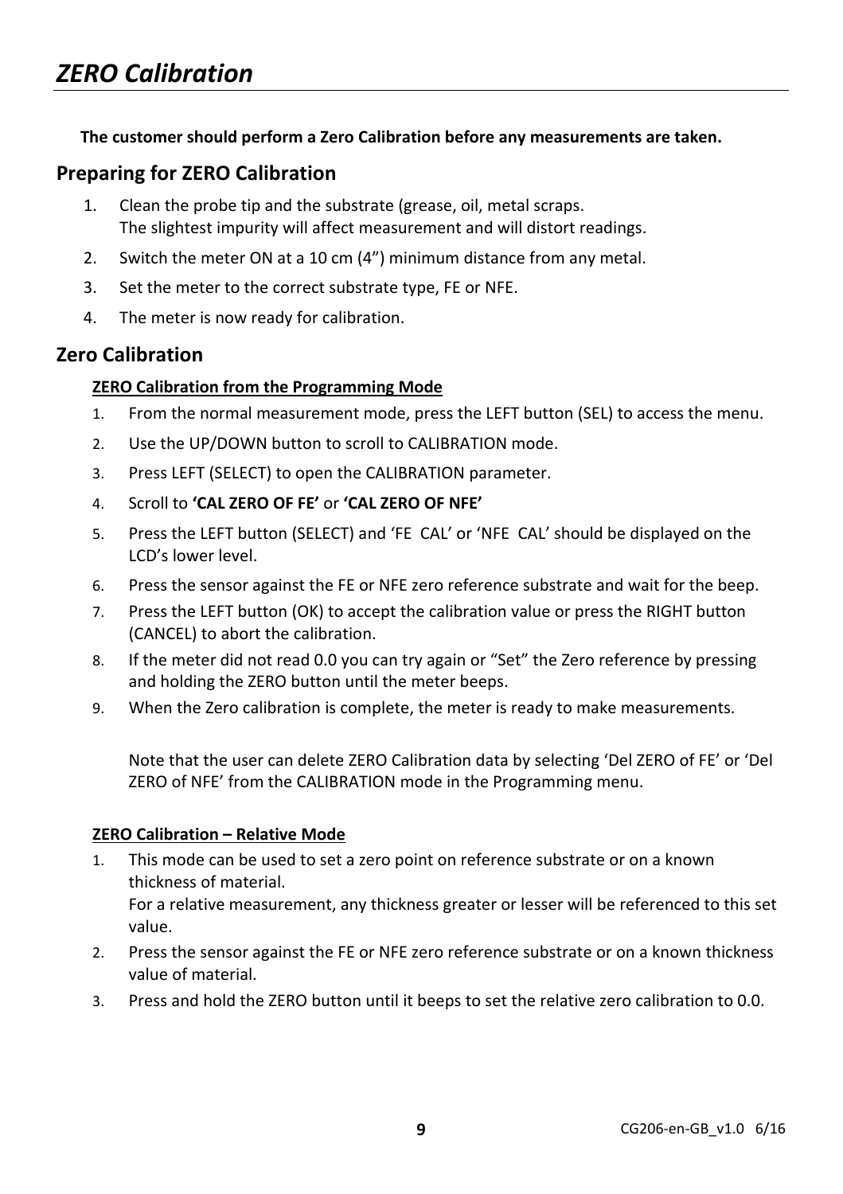# *ZERO Calibration*

**The customer should perform a Zero Calibration before any measurements are taken.**

## Preparing for ZERO Calibration

1. Clean the probe tip and the substrate (grease, oil, metal scraps.
   The slightest impurity will affect measurement and will distort readings.
2. Switch the meter ON at a 10 cm (4”) minimum distance from any metal.
3. Set the meter to the correct substrate type, FE or NFE.
4. The meter is now ready for calibration.

## Zero Calibration

**<u>ZERO Calibration from the Programming Mode</u>**

1. From the normal measurement mode, press the LEFT button (SEL) to access the menu.
2. Use the UP/DOWN button to scroll to CALIBRATION mode.
3. Press LEFT (SELECT) to open the CALIBRATION parameter.
4. Scroll to **‘CAL ZERO OF FE’** or **‘CAL ZERO OF NFE’**
5. Press the LEFT button (SELECT) and ‘FE CAL’ or ‘NFE CAL’ should be displayed on the LCD’s lower level.
6. Press the sensor against the FE or NFE zero reference substrate and wait for the beep.
7. Press the LEFT button (OK) to accept the calibration value or press the RIGHT button (CANCEL) to abort the calibration.
8. If the meter did not read 0.0 you can try again or “Set” the Zero reference by pressing and holding the ZERO button until the meter beeps.
9. When the Zero calibration is complete, the meter is ready to make measurements.

   Note that the user can delete ZERO Calibration data by selecting ‘Del ZERO of FE’ or ‘Del ZERO of NFE’ from the CALIBRATION mode in the Programming menu.

**<u>ZERO Calibration – Relative Mode</u>**

1. This mode can be used to set a zero point on reference substrate or on a known thickness of material.
   For a relative measurement, any thickness greater or lesser will be referenced to this set value.
2. Press the sensor against the FE or NFE zero reference substrate or on a known thickness value of material.
3. Press and hold the ZERO button until it beeps to set the relative zero calibration to 0.0.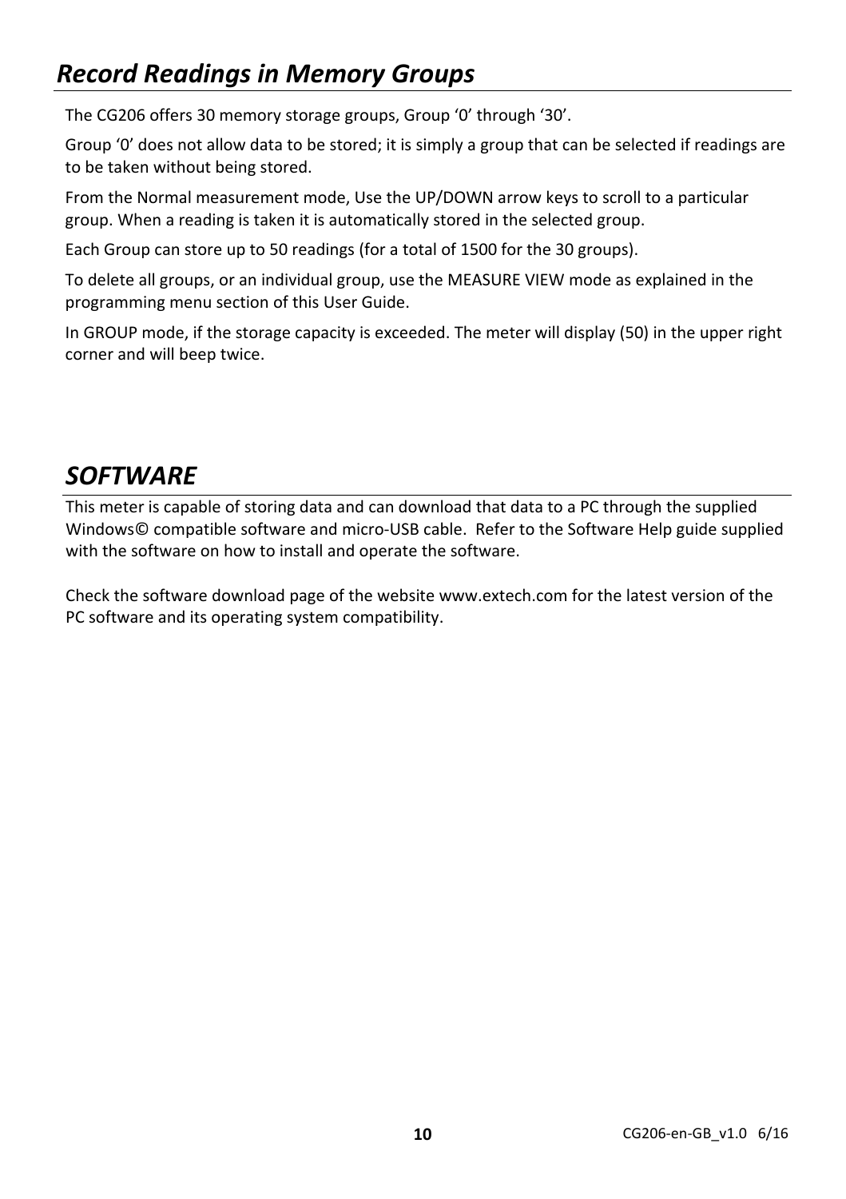## *Record Readings in Memory Groups*

The CG206 offers 30 memory storage groups, Group ‘0’ through ‘30’.

Group ‘0’ does not allow data to be stored; it is simply a group that can be selected if readings are to be taken without being stored.

From the Normal measurement mode, Use the UP/DOWN arrow keys to scroll to a particular group. When a reading is taken it is automatically stored in the selected group.

Each Group can store up to 50 readings (for a total of 1500 for the 30 groups).

To delete all groups, or an individual group, use the MEASURE VIEW mode as explained in the programming menu section of this User Guide.

In GROUP mode, if the storage capacity is exceeded. The meter will display (50) in the upper right corner and will beep twice.

## *SOFTWARE*

This meter is capable of storing data and can download that data to a PC through the supplied Windows© compatible software and micro-USB cable. Refer to the Software Help guide supplied with the software on how to install and operate the software.

Check the software download page of the website www.extech.com for the latest version of the PC software and its operating system compatibility.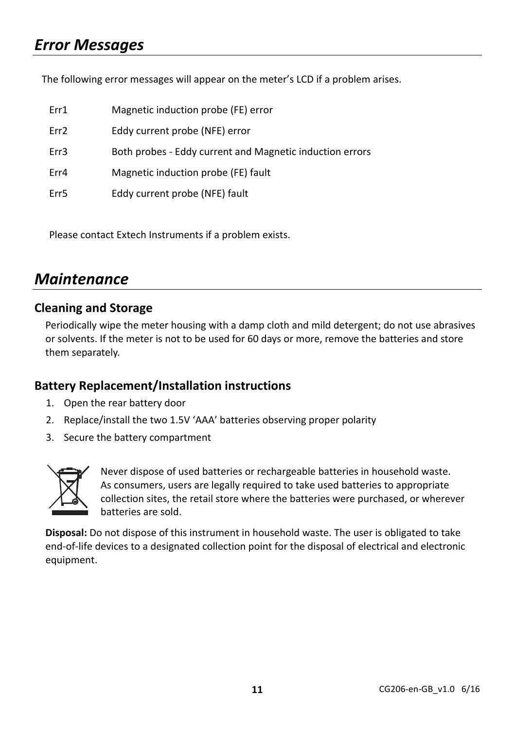# *Error Messages*

The following error messages will appear on the meter's LCD if a problem arises.

| | |
|---|---|
| Err1 | Magnetic induction probe (FE) error |
| Err2 | Eddy current probe (NFE) error |
| Err3 | Both probes - Eddy current and Magnetic induction errors |
| Err4 | Magnetic induction probe (FE) fault |
| Err5 | Eddy current probe (NFE) fault |

Please contact Extech Instruments if a problem exists.

# *Maintenance*

## Cleaning and Storage

Periodically wipe the meter housing with a damp cloth and mild detergent; do not use abrasives or solvents. If the meter is not to be used for 60 days or more, remove the batteries and store them separately.

## Battery Replacement/Installation instructions

1. Open the rear battery door
2. Replace/install the two 1.5V 'AAA' batteries observing proper polarity
3. Secure the battery compartment

Never dispose of used batteries or rechargeable batteries in household waste. As consumers, users are legally required to take used batteries to appropriate collection sites, the retail store where the batteries were purchased, or wherever batteries are sold.

**Disposal:** Do not dispose of this instrument in household waste. The user is obligated to take end-of-life devices to a designated collection point for the disposal of electrical and electronic equipment.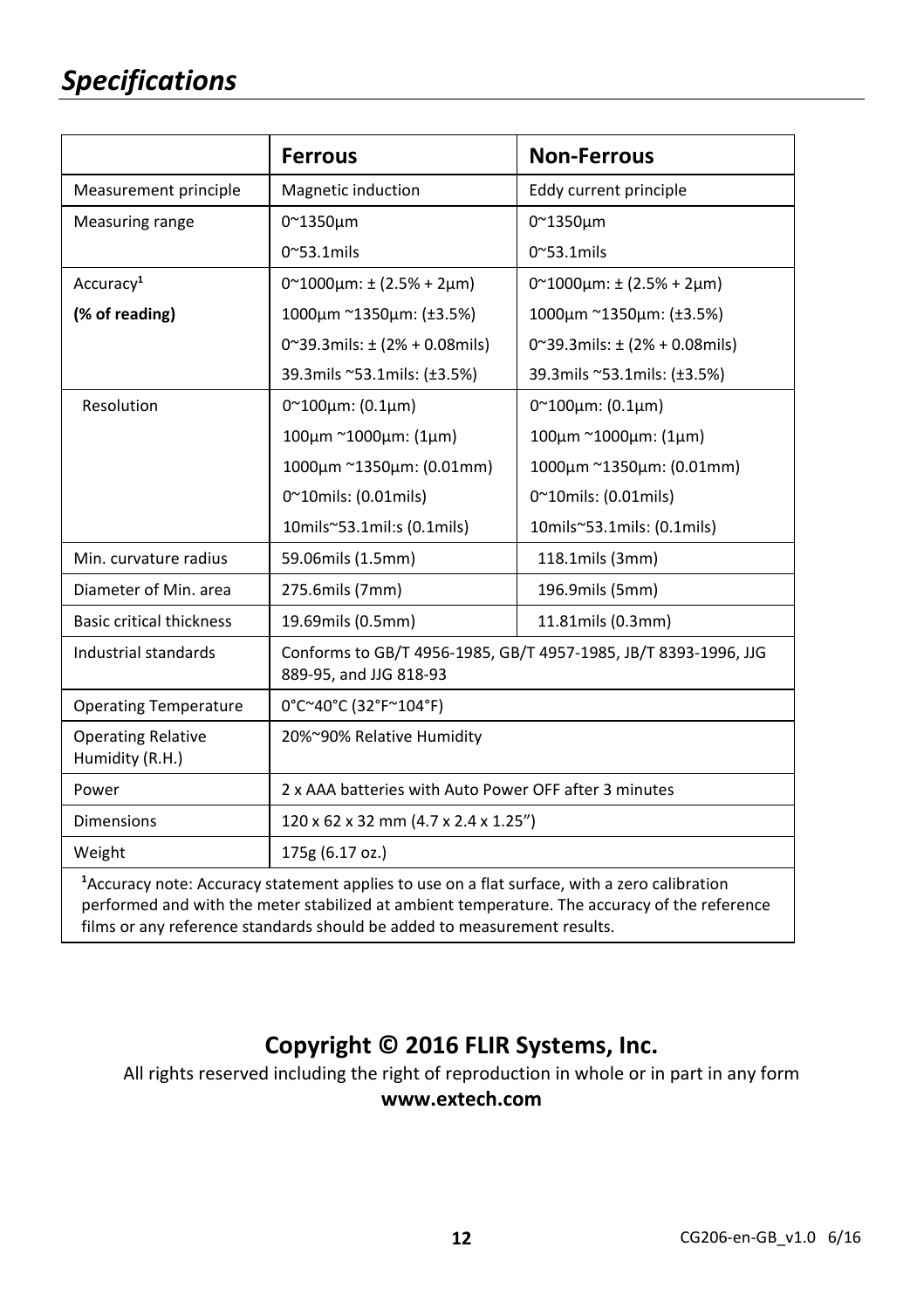# *Specifications*

| | Ferrous | Non-Ferrous |
|---|---|---|
| Measurement principle | Magnetic induction | Eddy current principle |
| Measuring range | 0~1350µm<br>0~53.1mils | 0~1350µm<br>0~53.1mils |
| Accuracy[1]<br>**(% of reading)** | 0~1000µm: ± (2.5% + 2µm)<br>1000µm ~1350µm: (±3.5%)<br>0~39.3mils: ± (2% + 0.08mils)<br>39.3mils ~53.1mils: (±3.5%) | 0~1000µm: ± (2.5% + 2µm)<br>1000µm ~1350µm: (±3.5%)<br>0~39.3mils: ± (2% + 0.08mils)<br>39.3mils ~53.1mils: (±3.5%) |
| Resolution | 0~100µm: (0.1µm)<br>100µm ~1000µm: (1µm)<br>1000µm ~1350µm: (0.01mm)<br>0~10mils: (0.01mils)<br>10mils~53.1mil:s (0.1mils) | 0~100µm: (0.1µm)<br>100µm ~1000µm: (1µm)<br>1000µm ~1350µm: (0.01mm)<br>0~10mils: (0.01mils)<br>10mils~53.1mils: (0.1mils) |
| Min. curvature radius | 59.06mils (1.5mm) | 118.1mils (3mm) |
| Diameter of Min. area | 275.6mils (7mm) | 196.9mils (5mm) |
| Basic critical thickness | 19.69mils (0.5mm) | 11.81mils (0.3mm) |
| Industrial standards | Conforms to GB/T 4956-1985, GB/T 4957-1985, JB/T 8393-1996, JJG 889-95, and JJG 818-93 | |
| Operating Temperature | 0°C~40°C (32°F~104°F) | |
| Operating Relative Humidity (R.H.) | 20%~90% Relative Humidity | |
| Power | 2 x AAA batteries with Auto Power OFF after 3 minutes | |
| Dimensions | 120 x 62 x 32 mm (4.7 x 2.4 x 1.25") | |
| Weight | 175g (6.17 oz.) | |

[1]Accuracy note: Accuracy statement applies to use on a flat surface, with a zero calibration performed and with the meter stabilized at ambient temperature. The accuracy of the reference films or any reference standards should be added to measurement results.

**Copyright © 2016 FLIR Systems, Inc.**

All rights reserved including the right of reproduction in whole or in part in any form

**www.extech.com**

CG206-en-GB_v1.0 6/16